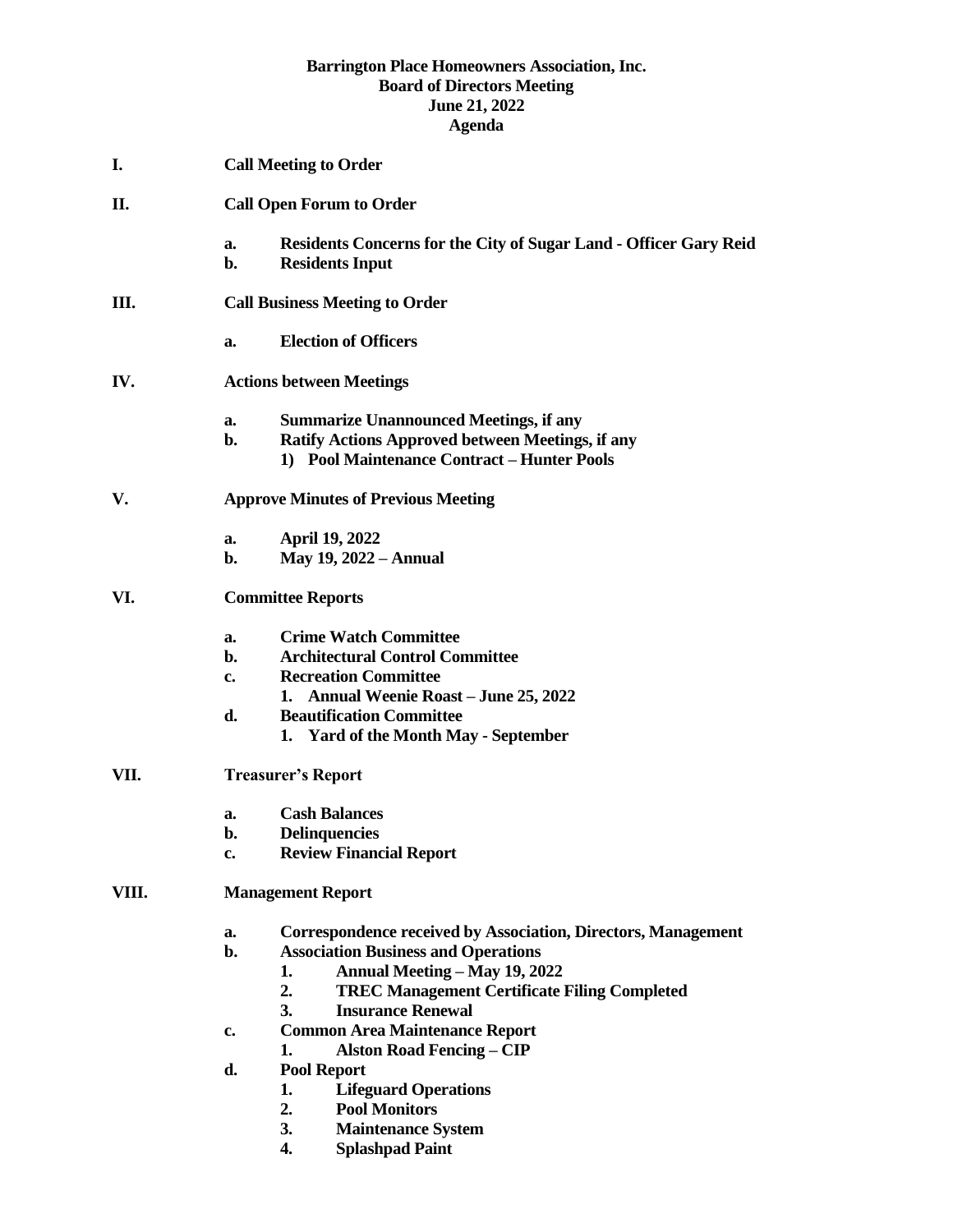**Barrington Place Homeowners Association, Inc.**
**Board of Directors Meeting**
**June 21, 2022**
**Agenda**

**I. Call Meeting to Order**

**II. Call Open Forum to Order**

- **a. Residents Concerns for the City of Sugar Land - Officer Gary Reid**
- **b. Residents Input**

**III. Call Business Meeting to Order**

- **a. Election of Officers**

**IV. Actions between Meetings**

- **a. Summarize Unannounced Meetings, if any**
- **b. Ratify Actions Approved between Meetings, if any**
  - **1) Pool Maintenance Contract – Hunter Pools**

**V. Approve Minutes of Previous Meeting**

- **a. April 19, 2022**
- **b. May 19, 2022 – Annual**

**VI. Committee Reports**

- **a. Crime Watch Committee**
- **b. Architectural Control Committee**
- **c. Recreation Committee**
  - **1. Annual Weenie Roast – June 25, 2022**
- **d. Beautification Committee**
  - **1. Yard of the Month May - September**

**VII. Treasurer's Report**

- **a. Cash Balances**
- **b. Delinquencies**
- **c. Review Financial Report**

**VIII. Management Report**

- **a. Correspondence received by Association, Directors, Management**
- **b. Association Business and Operations**
  - **1. Annual Meeting – May 19, 2022**
  - **2. TREC Management Certificate Filing Completed**
  - **3. Insurance Renewal**
- **c. Common Area Maintenance Report**
  - **1. Alston Road Fencing – CIP**
- **d. Pool Report**
  - **1. Lifeguard Operations**
  - **2. Pool Monitors**
  - **3. Maintenance System**
  - **4. Splashpad Paint**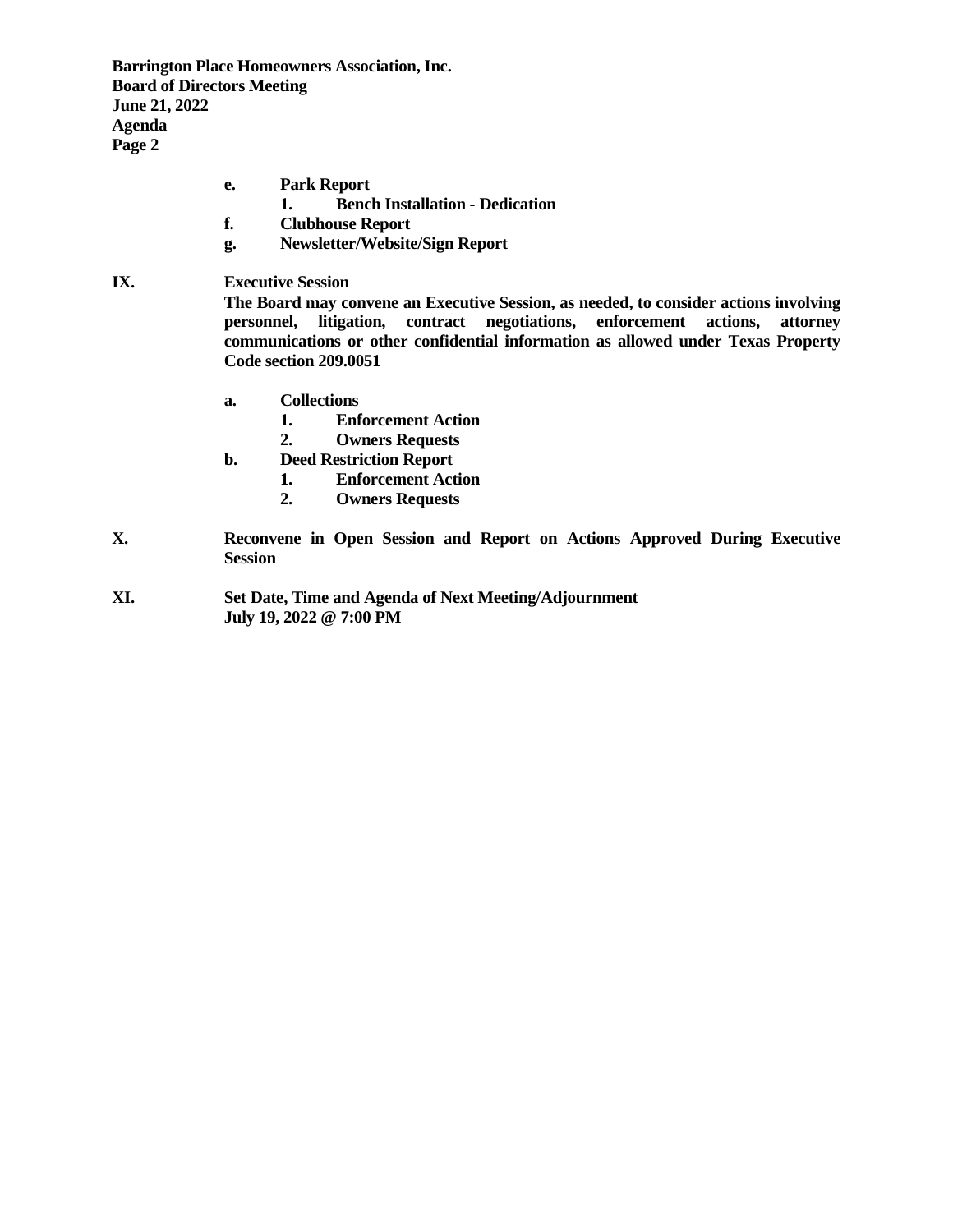- **e. Park Report**
  - **1. Bench Installation - Dedication**
- **f. Clubhouse Report**
- **g. Newsletter/Website/Sign Report**

**IX. Executive Session**

**The Board may convene an Executive Session, as needed, to consider actions involving personnel, litigation, contract negotiations, enforcement actions, attorney communications or other confidential information as allowed under Texas Property Code section 209.0051**

- **a. Collections**
  - **1. Enforcement Action**
  - **2. Owners Requests**
- **b. Deed Restriction Report**
  - **1. Enforcement Action**
  - **2. Owners Requests**

**X. Reconvene in Open Session and Report on Actions Approved During Executive Session**

**XI. Set Date, Time and Agenda of Next Meeting/Adjournment**
**July 19, 2022 @ 7:00 PM**